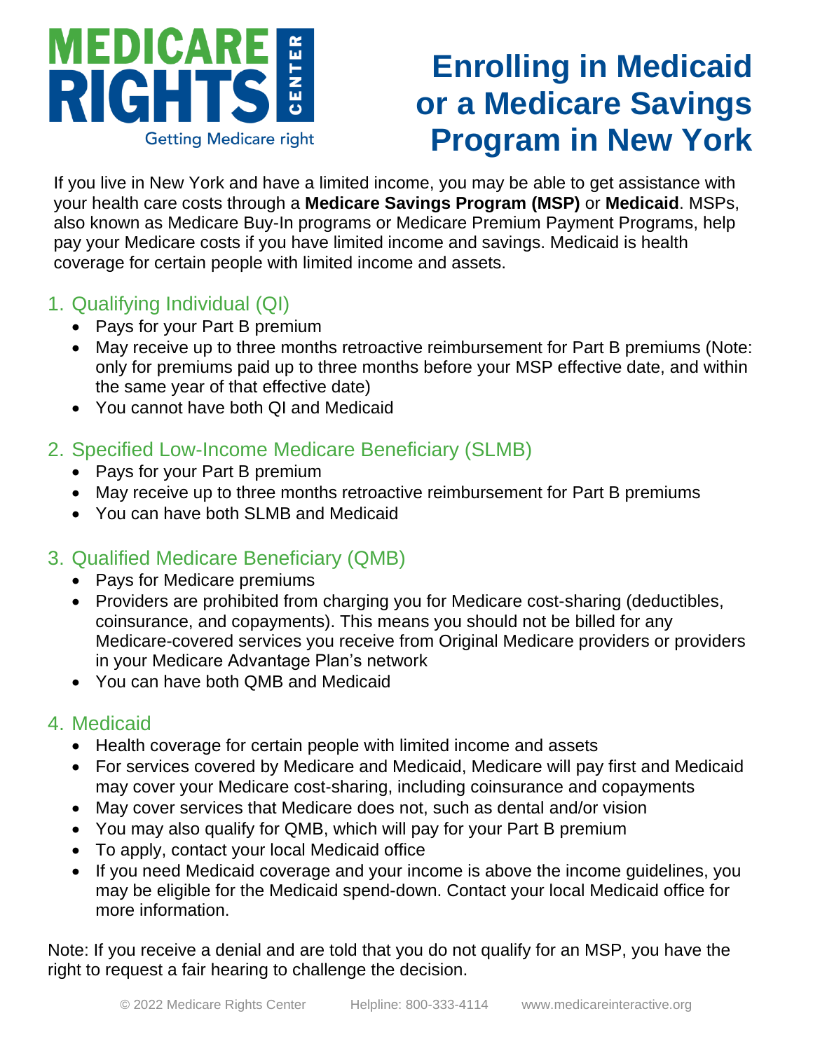MEDICARE RIGHTS CENTER

Getting Medicare right

# Enrolling in Medicaid or a Medicare Savings Program in New York

If you live in New York and have a limited income, you may be able to get assistance with your health care costs through a **Medicare Savings Program (MSP)** or **Medicaid**. MSPs, also known as Medicare Buy-In programs or Medicare Premium Payment Programs, help pay your Medicare costs if you have limited income and savings. Medicaid is health coverage for certain people with limited income and assets.

## 1. Qualifying Individual (QI)

- Pays for your Part B premium
- May receive up to three months retroactive reimbursement for Part B premiums (Note: only for premiums paid up to three months before your MSP effective date, and within the same year of that effective date)
- You cannot have both QI and Medicaid

## 2. Specified Low-Income Medicare Beneficiary (SLMB)

- Pays for your Part B premium
- May receive up to three months retroactive reimbursement for Part B premiums
- You can have both SLMB and Medicaid

## 3. Qualified Medicare Beneficiary (QMB)

- Pays for Medicare premiums
- Providers are prohibited from charging you for Medicare cost-sharing (deductibles, coinsurance, and copayments). This means you should not be billed for any Medicare-covered services you receive from Original Medicare providers or providers in your Medicare Advantage Plan's network
- You can have both QMB and Medicaid

## 4. Medicaid

- Health coverage for certain people with limited income and assets
- For services covered by Medicare and Medicaid, Medicare will pay first and Medicaid may cover your Medicare cost-sharing, including coinsurance and copayments
- May cover services that Medicare does not, such as dental and/or vision
- You may also qualify for QMB, which will pay for your Part B premium
- To apply, contact your local Medicaid office
- If you need Medicaid coverage and your income is above the income guidelines, you may be eligible for the Medicaid spend-down. Contact your local Medicaid office for more information.

Note: If you receive a denial and are told that you do not qualify for an MSP, you have the right to request a fair hearing to challenge the decision.

© 2022 Medicare Rights Center Helpline: 800-333-4114 www.medicareinteractive.org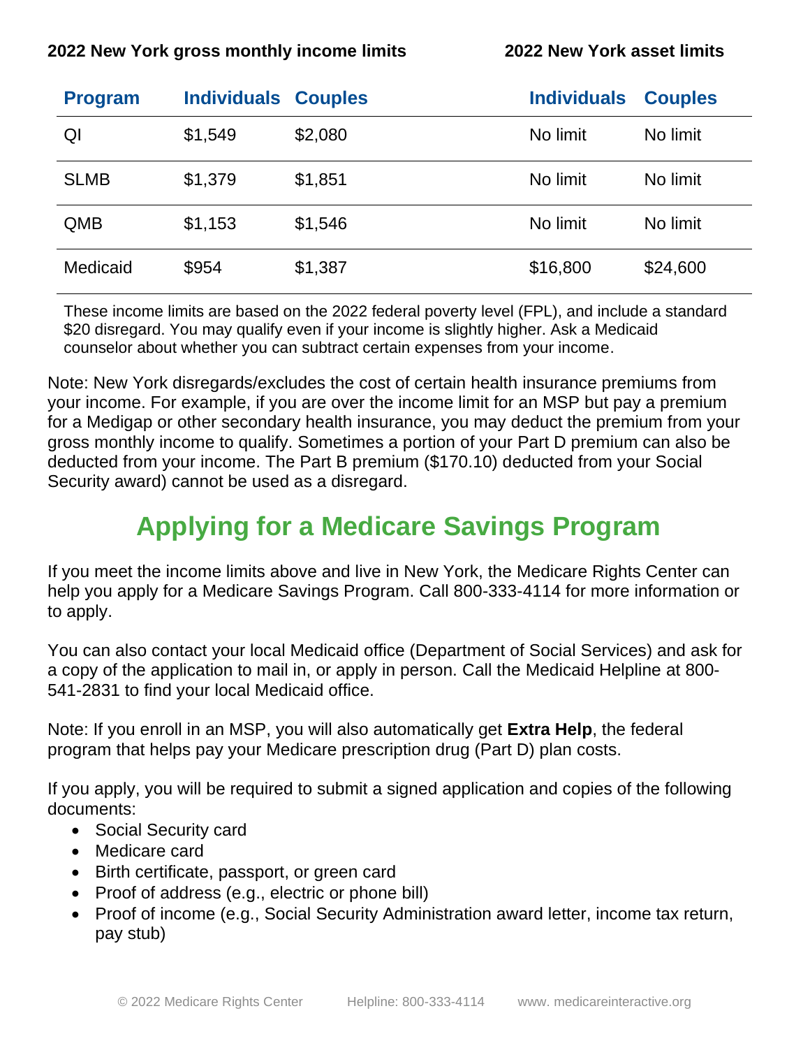| Program | 2022 New York gross monthly income limits: Individuals | Couples | 2022 New York asset limits: Individuals | Couples |
|---|---|---|---|---|
| QI | $1,549 | $2,080 | No limit | No limit |
| SLMB | $1,379 | $1,851 | No limit | No limit |
| QMB | $1,153 | $1,546 | No limit | No limit |
| Medicaid | $954 | $1,387 | $16,800 | $24,600 |

These income limits are based on the 2022 federal poverty level (FPL), and include a standard $20 disregard. You may qualify even if your income is slightly higher. Ask a Medicaid counselor about whether you can subtract certain expenses from your income.

Note: New York disregards/excludes the cost of certain health insurance premiums from your income. For example, if you are over the income limit for an MSP but pay a premium for a Medigap or other secondary health insurance, you may deduct the premium from your gross monthly income to qualify. Sometimes a portion of your Part D premium can also be deducted from your income. The Part B premium ($170.10) deducted from your Social Security award) cannot be used as a disregard.

## Applying for a Medicare Savings Program

If you meet the income limits above and live in New York, the Medicare Rights Center can help you apply for a Medicare Savings Program. Call 800-333-4114 for more information or to apply.

You can also contact your local Medicaid office (Department of Social Services) and ask for a copy of the application to mail in, or apply in person. Call the Medicaid Helpline at 800-541-2831 to find your local Medicaid office.

Note: If you enroll in an MSP, you will also automatically get **Extra Help**, the federal program that helps pay your Medicare prescription drug (Part D) plan costs.

If you apply, you will be required to submit a signed application and copies of the following documents:

- Social Security card
- Medicare card
- Birth certificate, passport, or green card
- Proof of address (e.g., electric or phone bill)
- Proof of income (e.g., Social Security Administration award letter, income tax return, pay stub)